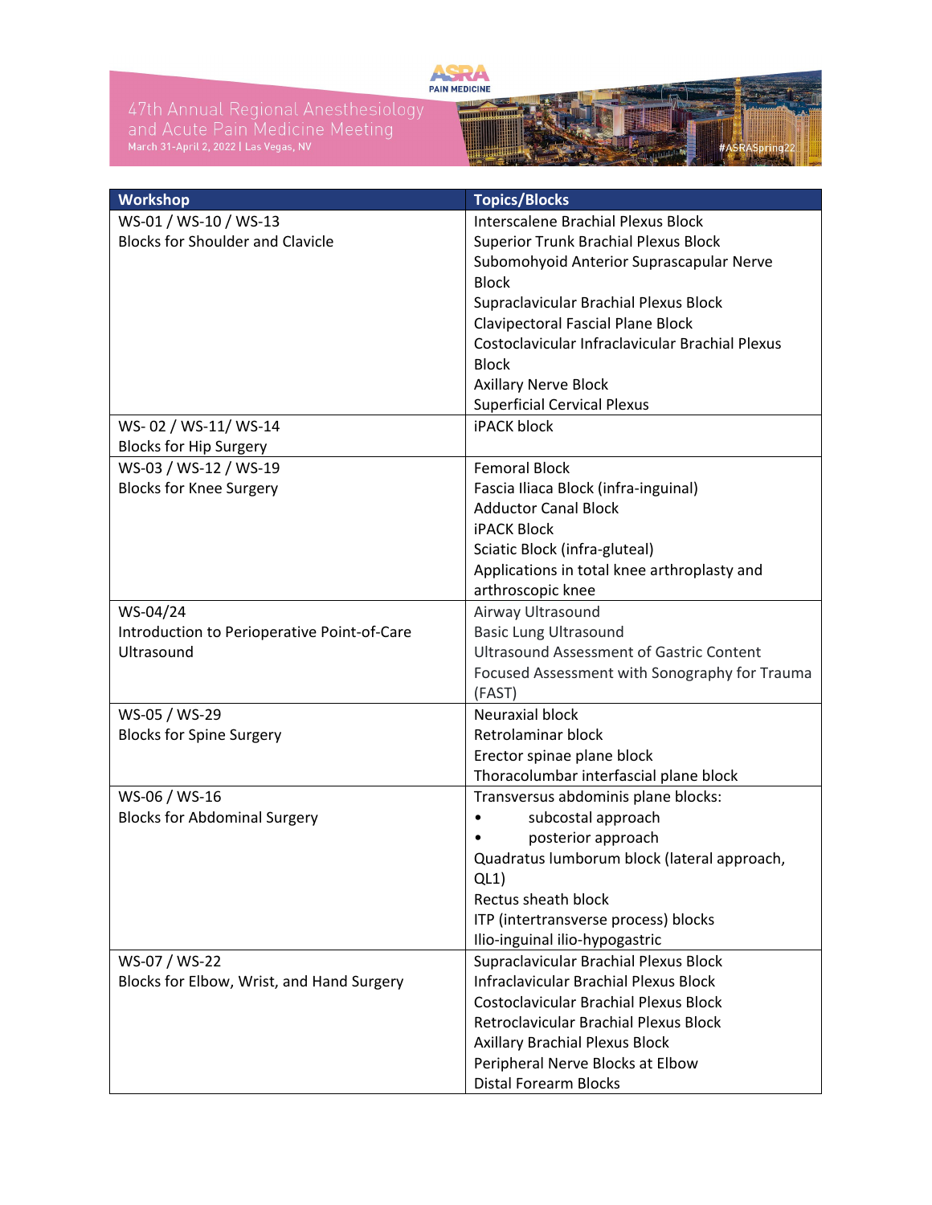47th Annual Regional Anesthesiology and Acute Pain Medicine Meeting
March 31-April 2, 2022 | Las Vegas, NV

| Workshop | Topics/Blocks |
|---|---|
| WS-01 / WS-10 / WS-13<br>Blocks for Shoulder and Clavicle | Interscalene Brachial Plexus Block<br>Superior Trunk Brachial Plexus Block<br>Subomohyoid Anterior Suprascapular Nerve Block<br>Supraclavicular Brachial Plexus Block<br>Clavipectoral Fascial Plane Block<br>Costoclavicular Infraclavicular Brachial Plexus Block<br>Axillary Nerve Block<br>Superficial Cervical Plexus |
| WS- 02 / WS-11/ WS-14<br>Blocks for Hip Surgery | iPACK block |
| WS-03 / WS-12 / WS-19<br>Blocks for Knee Surgery | Femoral Block<br>Fascia Iliaca Block (infra-inguinal)<br>Adductor Canal Block<br>iPACK Block<br>Sciatic Block (infra-gluteal)<br>Applications in total knee arthroplasty and arthroscopic knee |
| WS-04/24<br>Introduction to Perioperative Point-of-Care Ultrasound | Airway Ultrasound<br>Basic Lung Ultrasound<br>Ultrasound Assessment of Gastric Content<br>Focused Assessment with Sonography for Trauma (FAST) |
| WS-05 / WS-29<br>Blocks for Spine Surgery | Neuraxial block<br>Retrolaminar block<br>Erector spinae plane block<br>Thoracolumbar interfascial plane block |
| WS-06 / WS-16<br>Blocks for Abdominal Surgery | Transversus abdominis plane blocks:<br>• subcostal approach<br>• posterior approach<br>Quadratus lumborum block (lateral approach, QL1)<br>Rectus sheath block<br>ITP (intertransverse process) blocks<br>Ilio-inguinal ilio-hypogastric |
| WS-07 / WS-22<br>Blocks for Elbow, Wrist, and Hand Surgery | Supraclavicular Brachial Plexus Block<br>Infraclavicular Brachial Plexus Block<br>Costoclavicular Brachial Plexus Block<br>Retroclavicular Brachial Plexus Block<br>Axillary Brachial Plexus Block<br>Peripheral Nerve Blocks at Elbow<br>Distal Forearm Blocks |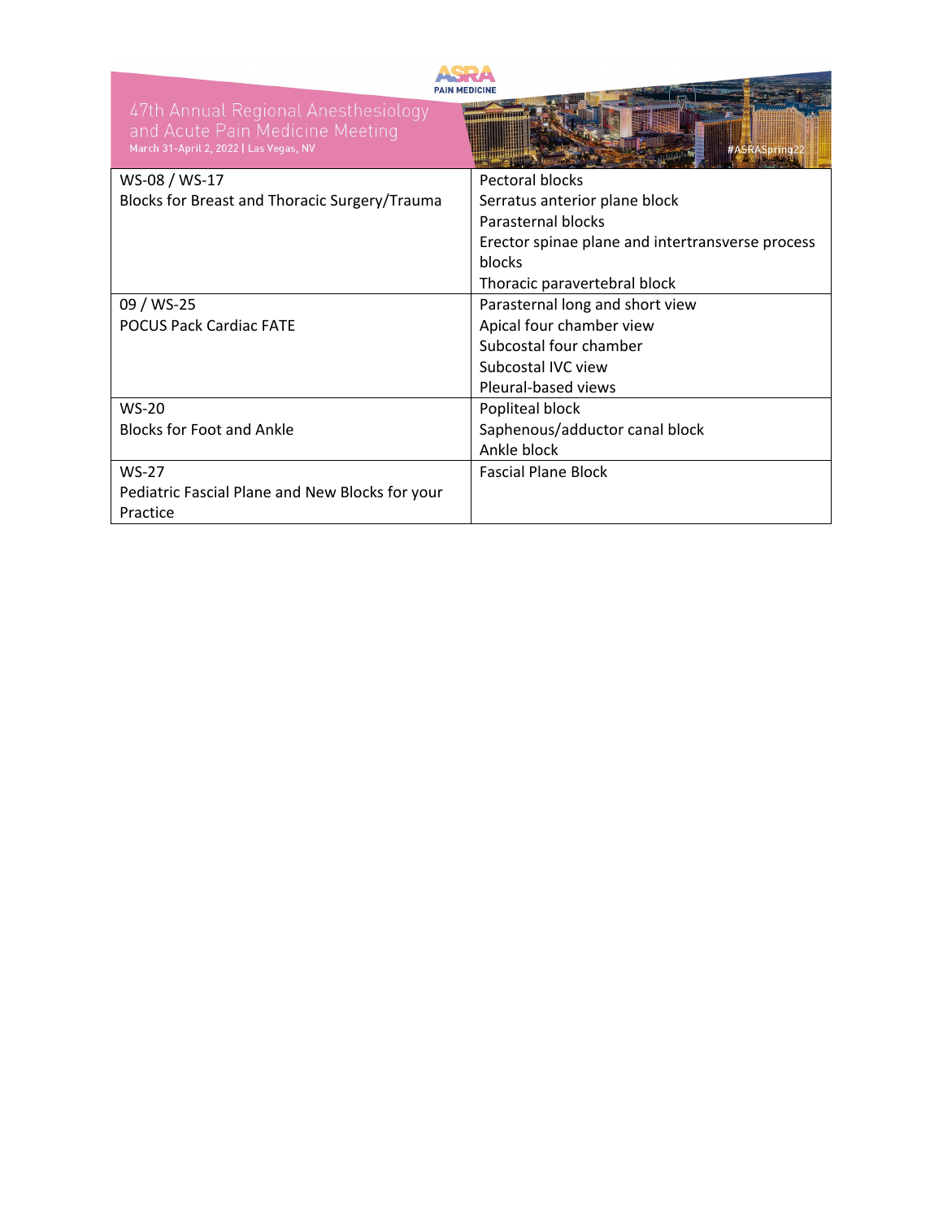| | |
|---|---|
| WS-08 / WS-17<br>Blocks for Breast and Thoracic Surgery/Trauma | Pectoral blocks<br>Serratus anterior plane block<br>Parasternal blocks<br>Erector spinae plane and intertransverse process blocks<br>Thoracic paravertebral block |
| 09 / WS-25<br>POCUS Pack Cardiac FATE | Parasternal long and short view<br>Apical four chamber view<br>Subcostal four chamber<br>Subcostal IVC view<br>Pleural-based views |
| WS-20<br>Blocks for Foot and Ankle | Popliteal block<br>Saphenous/adductor canal block<br>Ankle block |
| WS-27<br>Pediatric Fascial Plane and New Blocks for your Practice | Fascial Plane Block |